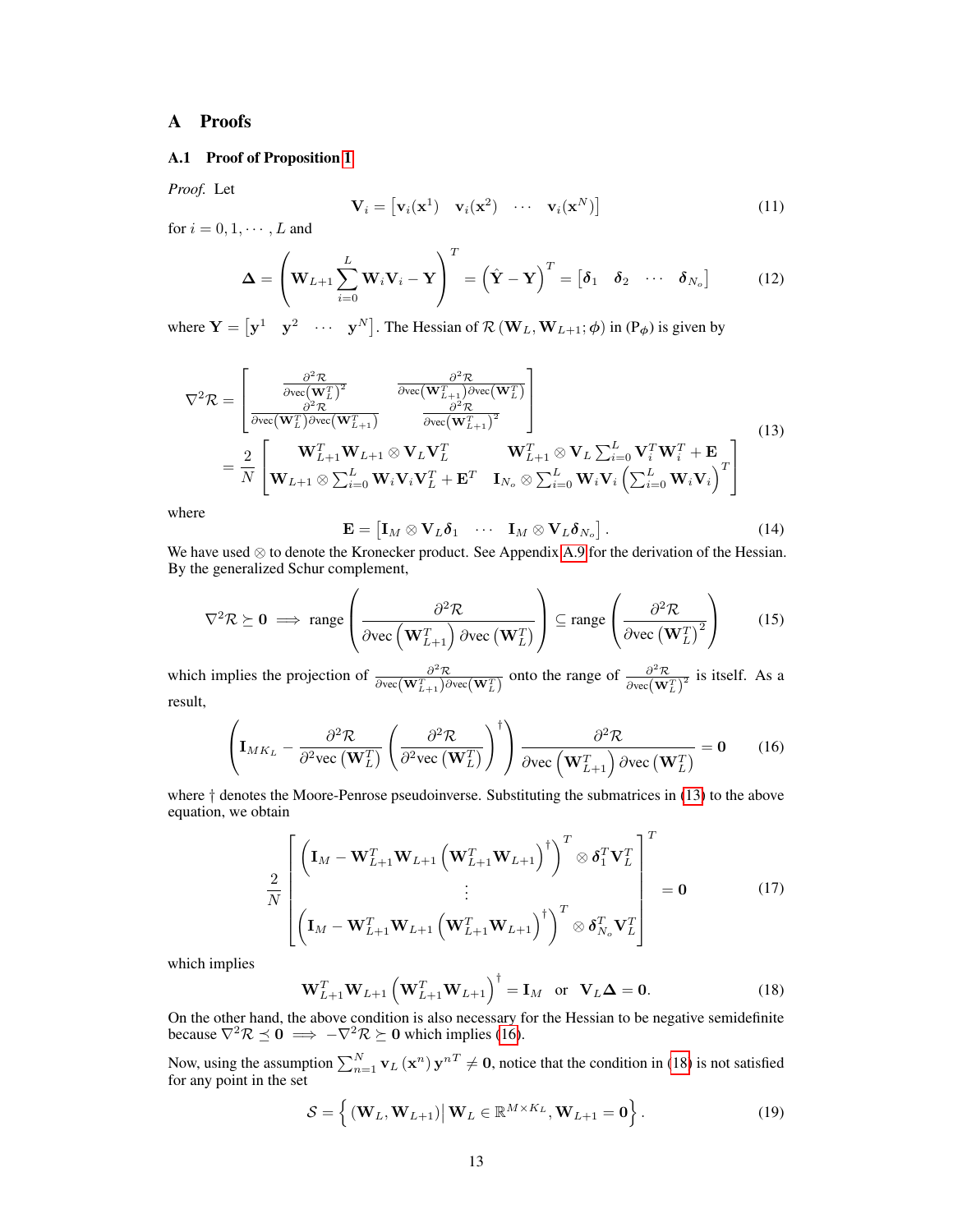# A Proofs

## A.1 Proof of Proposition 1

*Proof.* Let

$$\mathbf{V}_i = \begin{bmatrix} \mathbf{v}_i(\mathbf{x}^1) & \mathbf{v}_i(\mathbf{x}^2) & \cdots & \mathbf{v}_i(\mathbf{x}^N) \end{bmatrix} \tag{11}$$

for $i = 0, 1, \cdots, L$ and

$$\boldsymbol{\Delta} = \left( \mathbf{W}_{L+1} \sum_{i=0}^{L} \mathbf{W}_i \mathbf{V}_i - \mathbf{Y} \right)^T = \left( \hat{\mathbf{Y}} - \mathbf{Y} \right)^T = \begin{bmatrix} \boldsymbol{\delta}_1 & \boldsymbol{\delta}_2 & \cdots & \boldsymbol{\delta}_{N_o} \end{bmatrix} \tag{12}$$

where $\mathbf{Y} = \begin{bmatrix} \mathbf{y}^1 & \mathbf{y}^2 & \cdots & \mathbf{y}^N \end{bmatrix}$. The Hessian of $\mathcal{R}\left(\mathbf{W}_L, \mathbf{W}_{L+1}; \boldsymbol{\phi}\right)$ in (P$_{\boldsymbol{\phi}}$) is given by

$$\begin{aligned} \nabla^2 \mathcal{R} &= \begin{bmatrix} \frac{\partial^2 \mathcal{R}}{\partial \mathrm{vec}\left(\mathbf{W}_L^T\right)^2} & \frac{\partial^2 \mathcal{R}}{\partial \mathrm{vec}\left(\mathbf{W}_{L+1}^T\right) \partial \mathrm{vec}\left(\mathbf{W}_L^T\right)} \\ \frac{\partial^2 \mathcal{R}}{\partial \mathrm{vec}\left(\mathbf{W}_L^T\right) \partial \mathrm{vec}\left(\mathbf{W}_{L+1}^T\right)} & \frac{\partial^2 \mathcal{R}}{\partial \mathrm{vec}\left(\mathbf{W}_{L+1}^T\right)^2} \end{bmatrix} \\ &= \frac{2}{N} \begin{bmatrix} \mathbf{W}_{L+1}^T \mathbf{W}_{L+1} \otimes \mathbf{V}_L \mathbf{V}_L^T & \mathbf{W}_{L+1}^T \otimes \mathbf{V}_L \sum_{i=0}^{L} \mathbf{V}_i^T \mathbf{W}_i^T + \mathbf{E} \\ \mathbf{W}_{L+1} \otimes \sum_{i=0}^{L} \mathbf{W}_i \mathbf{V}_i \mathbf{V}_L^T + \mathbf{E}^T & \mathbf{I}_{N_o} \otimes \sum_{i=0}^{L} \mathbf{W}_i \mathbf{V}_i \left( \sum_{i=0}^{L} \mathbf{W}_i \mathbf{V}_i \right)^T \end{bmatrix} \end{aligned} \tag{13}$$

where

$$\mathbf{E} = \begin{bmatrix} \mathbf{I}_M \otimes \mathbf{V}_L \boldsymbol{\delta}_1 & \cdots & \mathbf{I}_M \otimes \mathbf{V}_L \boldsymbol{\delta}_{N_o} \end{bmatrix}. \tag{14}$$

We have used $\otimes$ to denote the Kronecker product. See Appendix A.9 for the derivation of the Hessian. By the generalized Schur complement,

$$\nabla^2 \mathcal{R} \succeq \mathbf{0} \implies \text{range}\left( \frac{\partial^2 \mathcal{R}}{\partial \mathrm{vec}\left(\mathbf{W}_{L+1}^T\right) \partial \mathrm{vec}\left(\mathbf{W}_L^T\right)} \right) \subseteq \text{range}\left( \frac{\partial^2 \mathcal{R}}{\partial \mathrm{vec}\left(\mathbf{W}_L^T\right)^2} \right) \tag{15}$$

which implies the projection of $\frac{\partial^2 \mathcal{R}}{\partial \mathrm{vec}\left(\mathbf{W}_{L+1}^T\right) \partial \mathrm{vec}\left(\mathbf{W}_L^T\right)}$ onto the range of $\frac{\partial^2 \mathcal{R}}{\partial \mathrm{vec}\left(\mathbf{W}_L^T\right)^2}$ is itself. As a result,

$$\left( \mathbf{I}_{MK_L} - \frac{\partial^2 \mathcal{R}}{\partial^2 \mathrm{vec}\left(\mathbf{W}_L^T\right)} \left( \frac{\partial^2 \mathcal{R}}{\partial^2 \mathrm{vec}\left(\mathbf{W}_L^T\right)} \right)^\dagger \right) \frac{\partial^2 \mathcal{R}}{\partial \mathrm{vec}\left(\mathbf{W}_{L+1}^T\right) \partial \mathrm{vec}\left(\mathbf{W}_L^T\right)} = \mathbf{0} \tag{16}$$

where $\dagger$ denotes the Moore-Penrose pseudoinverse. Substituting the submatrices in (13) to the above equation, we obtain

$$\frac{2}{N} \begin{bmatrix} \left( \mathbf{I}_M - \mathbf{W}_{L+1}^T \mathbf{W}_{L+1} \left( \mathbf{W}_{L+1}^T \mathbf{W}_{L+1} \right)^\dagger \right)^T \otimes \boldsymbol{\delta}_1^T \mathbf{V}_L^T \\ \vdots \\ \left( \mathbf{I}_M - \mathbf{W}_{L+1}^T \mathbf{W}_{L+1} \left( \mathbf{W}_{L+1}^T \mathbf{W}_{L+1} \right)^\dagger \right)^T \otimes \boldsymbol{\delta}_{N_o}^T \mathbf{V}_L^T \end{bmatrix}^T = \mathbf{0} \tag{17}$$

which implies

$$\mathbf{W}_{L+1}^T \mathbf{W}_{L+1} \left( \mathbf{W}_{L+1}^T \mathbf{W}_{L+1} \right)^\dagger = \mathbf{I}_M \quad \text{or} \quad \mathbf{V}_L \boldsymbol{\Delta} = \mathbf{0}. \tag{18}$$

On the other hand, the above condition is also necessary for the Hessian to be negative semidefinite because $\nabla^2 \mathcal{R} \preceq \mathbf{0} \implies -\nabla^2 \mathcal{R} \succeq \mathbf{0}$ which implies (16).

Now, using the assumption $\sum_{n=1}^{N} \mathbf{v}_L\left(\mathbf{x}^n\right) \mathbf{y}^{nT} \neq \mathbf{0}$, notice that the condition in (18) is not satisfied for any point in the set

$$\mathcal{S} = \left\{ \left(\mathbf{W}_L, \mathbf{W}_{L+1}\right) \middle| \, \mathbf{W}_L \in \mathbb{R}^{M \times K_L}, \mathbf{W}_{L+1} = \mathbf{0} \right\}. \tag{19}$$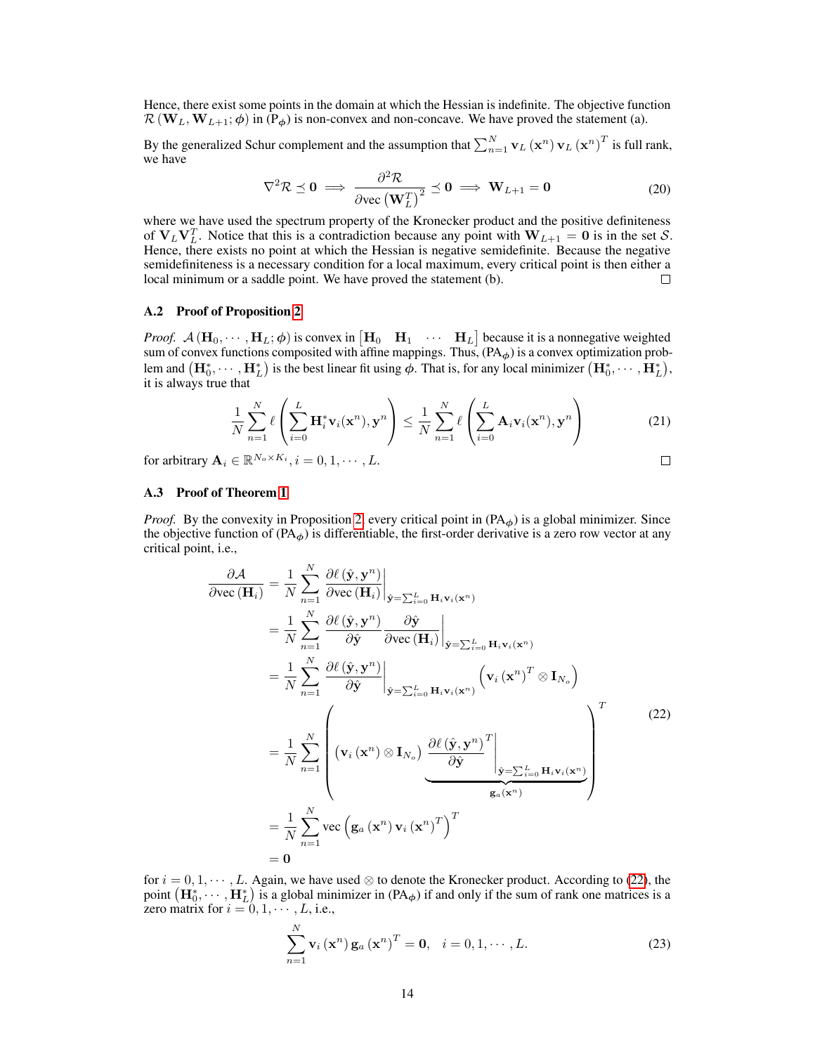Hence, there exist some points in the domain at which the Hessian is indefinite. The objective function $\mathcal{R}(\mathbf{W}_L, \mathbf{W}_{L+1}; \boldsymbol{\phi})$ in ($\mathrm{P}_{\boldsymbol{\phi}}$) is non-convex and non-concave. We have proved the statement (a).

By the generalized Schur complement and the assumption that $\sum_{n=1}^{N} \mathbf{v}_L(\mathbf{x}^n) \mathbf{v}_L(\mathbf{x}^n)^T$ is full rank, we have

$$\nabla^2 \mathcal{R} \preceq \mathbf{0} \implies \frac{\partial^2 \mathcal{R}}{\partial \mathrm{vec}\left(\mathbf{W}_L^T\right)^2} \preceq \mathbf{0} \implies \mathbf{W}_{L+1} = \mathbf{0} \tag{20}$$

where we have used the spectrum property of the Kronecker product and the positive definiteness of $\mathbf{V}_L \mathbf{V}_L^T$. Notice that this is a contradiction because any point with $\mathbf{W}_{L+1} = \mathbf{0}$ is in the set $\mathcal{S}$. Hence, there exists no point at which the Hessian is negative semidefinite. Because the negative semidefiniteness is a necessary condition for a local maximum, every critical point is then either a local minimum or a saddle point. We have proved the statement (b). □

### A.2 Proof of Proposition 2

*Proof.* $\mathcal{A}(\mathbf{H}_0, \cdots, \mathbf{H}_L; \boldsymbol{\phi})$ is convex in $\begin{bmatrix} \mathbf{H}_0 & \mathbf{H}_1 & \cdots & \mathbf{H}_L \end{bmatrix}$ because it is a nonnegative weighted sum of convex functions composited with affine mappings. Thus, ($\mathrm{PA}_{\boldsymbol{\phi}}$) is a convex optimization problem and $\left(\mathbf{H}_0^*, \cdots, \mathbf{H}_L^*\right)$ is the best linear fit using $\boldsymbol{\phi}$. That is, for any local minimizer $\left(\mathbf{H}_0^*, \cdots, \mathbf{H}_L^*\right)$, it is always true that

$$\frac{1}{N} \sum_{n=1}^{N} \ell\left(\sum_{i=0}^{L} \mathbf{H}_i^* \mathbf{v}_i(\mathbf{x}^n), \mathbf{y}^n\right) \le \frac{1}{N} \sum_{n=1}^{N} \ell\left(\sum_{i=0}^{L} \mathbf{A}_i \mathbf{v}_i(\mathbf{x}^n), \mathbf{y}^n\right) \tag{21}$$

for arbitrary $\mathbf{A}_i \in \mathbb{R}^{N_o \times K_i}, i = 0, 1, \cdots, L$. □

### A.3 Proof of Theorem 1

*Proof.* By the convexity in Proposition 2, every critical point in ($\mathrm{PA}_{\boldsymbol{\phi}}$) is a global minimizer. Since the objective function of ($\mathrm{PA}_{\boldsymbol{\phi}}$) is differentiable, the first-order derivative is a zero row vector at any critical point, i.e.,

$$\begin{aligned}
\frac{\partial \mathcal{A}}{\partial \mathrm{vec}(\mathbf{H}_i)} &= \frac{1}{N} \sum_{n=1}^{N} \left.\frac{\partial \ell(\hat{\mathbf{y}}, \mathbf{y}^n)}{\partial \mathrm{vec}(\mathbf{H}_i)}\right|_{\hat{\mathbf{y}} = \sum_{i=0}^{L} \mathbf{H}_i \mathbf{v}_i(\mathbf{x}^n)} \\
&= \frac{1}{N} \sum_{n=1}^{N} \left.\frac{\partial \ell(\hat{\mathbf{y}}, \mathbf{y}^n)}{\partial \hat{\mathbf{y}}} \frac{\partial \hat{\mathbf{y}}}{\partial \mathrm{vec}(\mathbf{H}_i)}\right|_{\hat{\mathbf{y}} = \sum_{i=0}^{L} \mathbf{H}_i \mathbf{v}_i(\mathbf{x}^n)} \\
&= \frac{1}{N} \sum_{n=1}^{N} \left.\frac{\partial \ell(\hat{\mathbf{y}}, \mathbf{y}^n)}{\partial \hat{\mathbf{y}}}\right|_{\hat{\mathbf{y}} = \sum_{i=0}^{L} \mathbf{H}_i \mathbf{v}_i(\mathbf{x}^n)} \left(\mathbf{v}_i(\mathbf{x}^n)^T \otimes \mathbf{I}_{N_o}\right) \\
&= \frac{1}{N} \sum_{n=1}^{N} \left( \left(\mathbf{v}_i(\mathbf{x}^n) \otimes \mathbf{I}_{N_o}\right) \underbrace{\left.\frac{\partial \ell(\hat{\mathbf{y}}, \mathbf{y}^n)}{\partial \hat{\mathbf{y}}}^T\right|_{\hat{\mathbf{y}} = \sum_{i=0}^{L} \mathbf{H}_i \mathbf{v}_i(\mathbf{x}^n)}}_{\mathbf{g}_a(\mathbf{x}^n)} \right)^T \\
&= \frac{1}{N} \sum_{n=1}^{N} \mathrm{vec}\left(\mathbf{g}_a(\mathbf{x}^n) \mathbf{v}_i(\mathbf{x}^n)^T\right)^T \\
&= \mathbf{0}
\end{aligned} \tag{22}$$

for $i = 0, 1, \cdots, L$. Again, we have used $\otimes$ to denote the Kronecker product. According to (22), the point $\left(\mathbf{H}_0^*, \cdots, \mathbf{H}_L^*\right)$ is a global minimizer in ($\mathrm{PA}_{\boldsymbol{\phi}}$) if and only if the sum of rank one matrices is a zero matrix for $i = 0, 1, \cdots, L$, i.e.,

$$\sum_{n=1}^{N} \mathbf{v}_i(\mathbf{x}^n) \mathbf{g}_a(\mathbf{x}^n)^T = \mathbf{0}, \quad i = 0, 1, \cdots, L. \tag{23}$$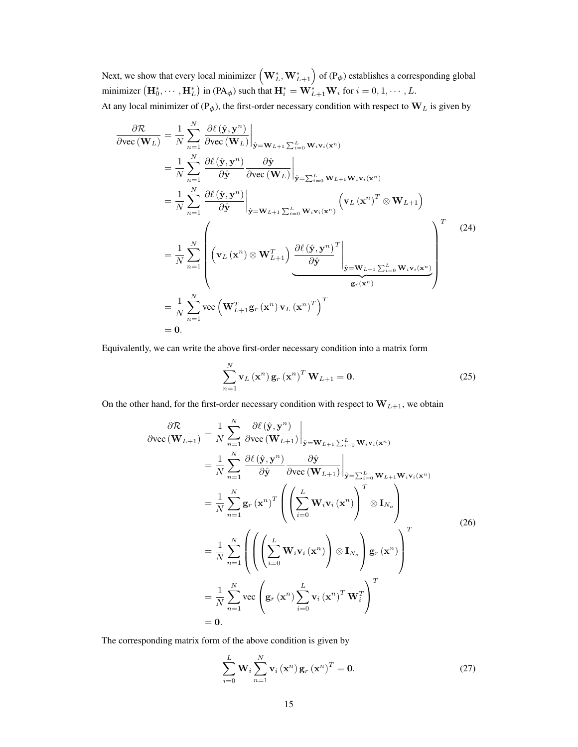Next, we show that every local minimizer $\left(\mathbf{W}_L^*, \mathbf{W}_{L+1}^*\right)$ of (P$_{\boldsymbol{\phi}}$) establishes a corresponding global minimizer $\left(\mathbf{H}_0^*, \cdots, \mathbf{H}_L^*\right)$ in (PA$_{\boldsymbol{\phi}}$) such that $\mathbf{H}_i^* = \mathbf{W}_{L+1}^* \mathbf{W}_i$ for $i = 0, 1, \cdots, L$.

At any local minimizer of (P$_{\boldsymbol{\phi}}$), the first-order necessary condition with respect to $\mathbf{W}_L$ is given by

$$
\begin{aligned}
\frac{\partial \mathcal{R}}{\partial \text{vec}\left(\mathbf{W}_L\right)} &= \frac{1}{N} \sum_{n=1}^{N} \left. \frac{\partial \ell\left(\hat{\mathbf{y}}, \mathbf{y}^n\right)}{\partial \text{vec}\left(\mathbf{W}_L\right)} \right|_{\hat{\mathbf{y}}=\mathbf{W}_{L+1} \sum_{i=0}^{L} \mathbf{W}_i \mathbf{v}_i(\mathbf{x}^n)} \\
&= \frac{1}{N} \sum_{n=1}^{N} \left. \frac{\partial \ell\left(\hat{\mathbf{y}}, \mathbf{y}^n\right)}{\partial \hat{\mathbf{y}}} \frac{\partial \hat{\mathbf{y}}}{\partial \text{vec}\left(\mathbf{W}_L\right)} \right|_{\hat{\mathbf{y}}=\sum_{i=0}^{L} \mathbf{W}_{L+1} \mathbf{W}_i \mathbf{v}_i(\mathbf{x}^n)} \\
&= \frac{1}{N} \sum_{n=1}^{N} \left. \frac{\partial \ell\left(\hat{\mathbf{y}}, \mathbf{y}^n\right)}{\partial \hat{\mathbf{y}}} \right|_{\hat{\mathbf{y}}=\mathbf{W}_{L+1} \sum_{i=0}^{L} \mathbf{W}_i \mathbf{v}_i(\mathbf{x}^n)} \left(\mathbf{v}_L\left(\mathbf{x}^n\right)^T \otimes \mathbf{W}_{L+1}\right) \\
&= \frac{1}{N} \sum_{n=1}^{N} \left( \left(\mathbf{v}_L\left(\mathbf{x}^n\right) \otimes \mathbf{W}_{L+1}^T\right) \underbrace{\left. \frac{\partial \ell\left(\hat{\mathbf{y}}, \mathbf{y}^n\right)}{\partial \hat{\mathbf{y}}}^T \right|_{\hat{\mathbf{y}}=\mathbf{W}_{L+1} \sum_{i=0}^{L} \mathbf{W}_i \mathbf{v}_i(\mathbf{x}^n)}}_{\mathbf{g}_r(\mathbf{x}^n)} \right)^T \\
&= \frac{1}{N} \sum_{n=1}^{N} \text{vec}\left(\mathbf{W}_{L+1}^T \mathbf{g}_r\left(\mathbf{x}^n\right) \mathbf{v}_L\left(\mathbf{x}^n\right)^T\right)^T \\
&= \mathbf{0}.
\end{aligned}
\tag{24}
$$

Equivalently, we can write the above first-order necessary condition into a matrix form

$$
\sum_{n=1}^{N} \mathbf{v}_L\left(\mathbf{x}^n\right) \mathbf{g}_r\left(\mathbf{x}^n\right)^T \mathbf{W}_{L+1} = \mathbf{0}. \tag{25}
$$

On the other hand, for the first-order necessary condition with respect to $\mathbf{W}_{L+1}$, we obtain

$$
\begin{aligned}
\frac{\partial \mathcal{R}}{\partial \text{vec}\left(\mathbf{W}_{L+1}\right)} &= \frac{1}{N} \sum_{n=1}^{N} \left. \frac{\partial \ell\left(\hat{\mathbf{y}}, \mathbf{y}^n\right)}{\partial \text{vec}\left(\mathbf{W}_{L+1}\right)} \right|_{\hat{\mathbf{y}}=\mathbf{W}_{L+1} \sum_{i=0}^{L} \mathbf{W}_i \mathbf{v}_i(\mathbf{x}^n)} \\
&= \frac{1}{N} \sum_{n=1}^{N} \left. \frac{\partial \ell\left(\hat{\mathbf{y}}, \mathbf{y}^n\right)}{\partial \hat{\mathbf{y}}} \frac{\partial \hat{\mathbf{y}}}{\partial \text{vec}\left(\mathbf{W}_{L+1}\right)} \right|_{\hat{\mathbf{y}}=\sum_{i=0}^{L} \mathbf{W}_{L+1} \mathbf{W}_i \mathbf{v}_i(\mathbf{x}^n)} \\
&= \frac{1}{N} \sum_{n=1}^{N} \mathbf{g}_r\left(\mathbf{x}^n\right)^T \left( \left( \sum_{i=0}^{L} \mathbf{W}_i \mathbf{v}_i\left(\mathbf{x}^n\right) \right)^T \otimes \mathbf{I}_{N_o} \right) \\
&= \frac{1}{N} \sum_{n=1}^{N} \left( \left( \left( \sum_{i=0}^{L} \mathbf{W}_i \mathbf{v}_i\left(\mathbf{x}^n\right) \right) \otimes \mathbf{I}_{N_o} \right) \mathbf{g}_r\left(\mathbf{x}^n\right) \right)^T \\
&= \frac{1}{N} \sum_{n=1}^{N} \text{vec}\left( \mathbf{g}_r\left(\mathbf{x}^n\right) \sum_{i=0}^{L} \mathbf{v}_i\left(\mathbf{x}^n\right)^T \mathbf{W}_i^T \right)^T \\
&= \mathbf{0}.
\end{aligned}
\tag{26}
$$

The corresponding matrix form of the above condition is given by

$$
\sum_{i=0}^{L} \mathbf{W}_i \sum_{n=1}^{N} \mathbf{v}_i\left(\mathbf{x}^n\right) \mathbf{g}_r\left(\mathbf{x}^n\right)^T = \mathbf{0}. \tag{27}
$$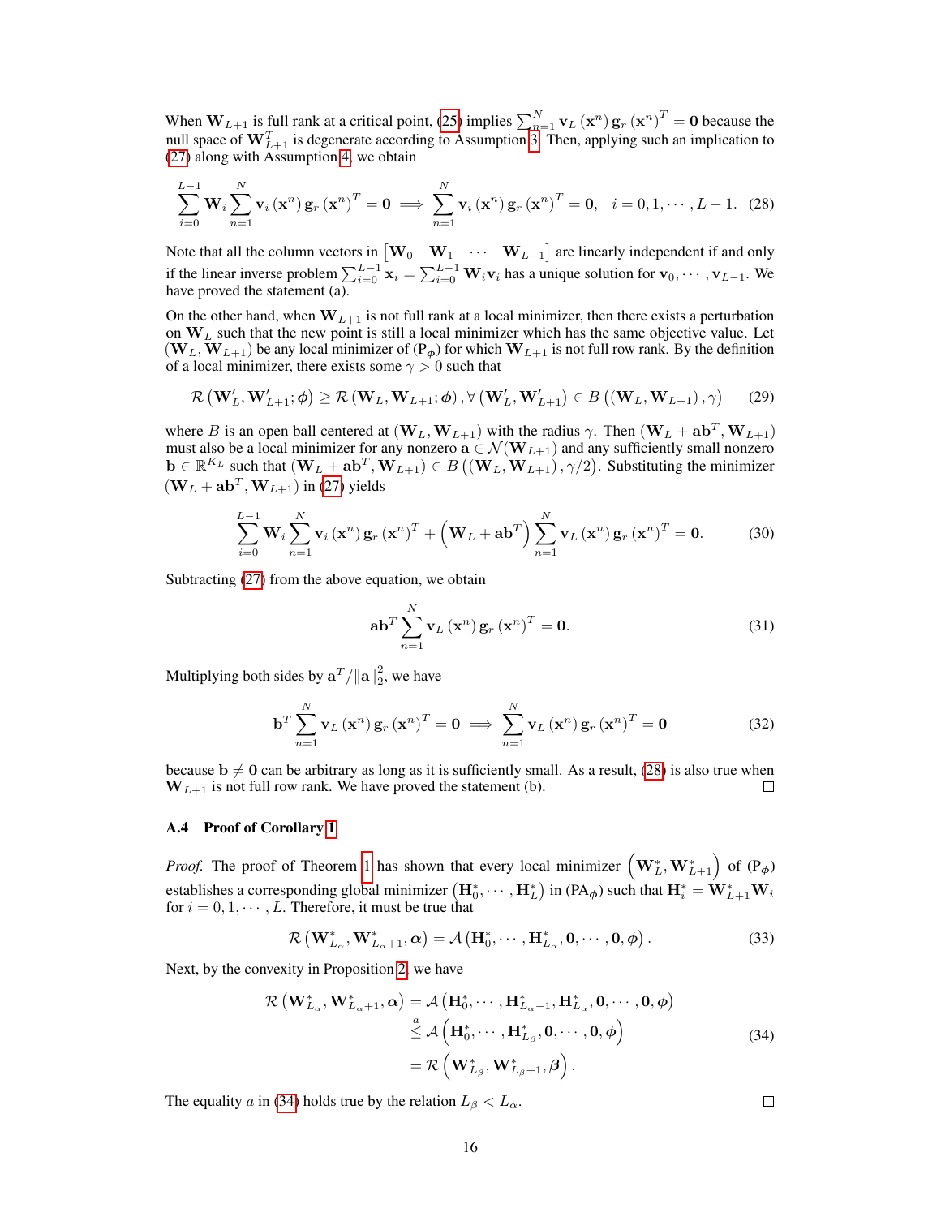When $\mathbf{W}_{L+1}$ is full rank at a critical point, (25) implies $\sum_{n=1}^{N} \mathbf{v}_L(\mathbf{x}^n)\,\mathbf{g}_r(\mathbf{x}^n)^T = \mathbf{0}$ because the null space of $\mathbf{W}_{L+1}^T$ is degenerate according to Assumption 3. Then, applying such an implication to (27) along with Assumption 4, we obtain

$$\sum_{i=0}^{L-1} \mathbf{W}_i \sum_{n=1}^{N} \mathbf{v}_i(\mathbf{x}^n)\,\mathbf{g}_r(\mathbf{x}^n)^T = \mathbf{0} \implies \sum_{n=1}^{N} \mathbf{v}_i(\mathbf{x}^n)\,\mathbf{g}_r(\mathbf{x}^n)^T = \mathbf{0}, \quad i = 0, 1, \cdots, L-1. \tag{28}$$

Note that all the column vectors in $\begin{bmatrix}\mathbf{W}_0 & \mathbf{W}_1 & \cdots & \mathbf{W}_{L-1}\end{bmatrix}$ are linearly independent if and only if the linear inverse problem $\sum_{i=0}^{L-1} \mathbf{x}_i = \sum_{i=0}^{L-1} \mathbf{W}_i \mathbf{v}_i$ has a unique solution for $\mathbf{v}_0, \cdots, \mathbf{v}_{L-1}$. We have proved the statement (a).

On the other hand, when $\mathbf{W}_{L+1}$ is not full rank at a local minimizer, then there exists a perturbation on $\mathbf{W}_L$ such that the new point is still a local minimizer which has the same objective value. Let $(\mathbf{W}_L, \mathbf{W}_{L+1})$ be any local minimizer of (P$_{\boldsymbol{\phi}}$) for which $\mathbf{W}_{L+1}$ is not full row rank. By the definition of a local minimizer, there exists some $\gamma > 0$ such that

$$\mathcal{R}\left(\mathbf{W}_L', \mathbf{W}_{L+1}'; \boldsymbol{\phi}\right) \geq \mathcal{R}\left(\mathbf{W}_L, \mathbf{W}_{L+1}; \boldsymbol{\phi}\right), \forall \left(\mathbf{W}_L', \mathbf{W}_{L+1}'\right) \in B\left(\left(\mathbf{W}_L, \mathbf{W}_{L+1}\right), \gamma\right) \tag{29}$$

where $B$ is an open ball centered at $(\mathbf{W}_L, \mathbf{W}_{L+1})$ with the radius $\gamma$. Then $(\mathbf{W}_L + \mathbf{a}\mathbf{b}^T, \mathbf{W}_{L+1})$ must also be a local minimizer for any nonzero $\mathbf{a} \in \mathcal{N}(\mathbf{W}_{L+1})$ and any sufficiently small nonzero $\mathbf{b} \in \mathbb{R}^{K_L}$ such that $(\mathbf{W}_L + \mathbf{a}\mathbf{b}^T, \mathbf{W}_{L+1}) \in B\left(\left(\mathbf{W}_L, \mathbf{W}_{L+1}\right), \gamma/2\right)$. Substituting the minimizer $(\mathbf{W}_L + \mathbf{a}\mathbf{b}^T, \mathbf{W}_{L+1})$ in (27) yields

$$\sum_{i=0}^{L-1} \mathbf{W}_i \sum_{n=1}^{N} \mathbf{v}_i(\mathbf{x}^n)\,\mathbf{g}_r(\mathbf{x}^n)^T + \left(\mathbf{W}_L + \mathbf{a}\mathbf{b}^T\right) \sum_{n=1}^{N} \mathbf{v}_L(\mathbf{x}^n)\,\mathbf{g}_r(\mathbf{x}^n)^T = \mathbf{0}. \tag{30}$$

Subtracting (27) from the above equation, we obtain

$$\mathbf{a}\mathbf{b}^T \sum_{n=1}^{N} \mathbf{v}_L(\mathbf{x}^n)\,\mathbf{g}_r(\mathbf{x}^n)^T = \mathbf{0}. \tag{31}$$

Multiplying both sides by $\mathbf{a}^T/\|\mathbf{a}\|_2^2$, we have

$$\mathbf{b}^T \sum_{n=1}^{N} \mathbf{v}_L(\mathbf{x}^n)\,\mathbf{g}_r(\mathbf{x}^n)^T = \mathbf{0} \implies \sum_{n=1}^{N} \mathbf{v}_L(\mathbf{x}^n)\,\mathbf{g}_r(\mathbf{x}^n)^T = \mathbf{0} \tag{32}$$

because $\mathbf{b} \neq \mathbf{0}$ can be arbitrary as long as it is sufficiently small. As a result, (28) is also true when $\mathbf{W}_{L+1}$ is not full row rank. We have proved the statement (b). □

### A.4 Proof of Corollary 1

*Proof.* The proof of Theorem 1 has shown that every local minimizer $\left(\mathbf{W}_L^*, \mathbf{W}_{L+1}^*\right)$ of (P$_{\boldsymbol{\phi}}$) establishes a corresponding global minimizer $\left(\mathbf{H}_0^*, \cdots, \mathbf{H}_L^*\right)$ in (PA$_{\boldsymbol{\phi}}$) such that $\mathbf{H}_i^* = \mathbf{W}_{L+1}^* \mathbf{W}_i$ for $i = 0, 1, \cdots, L$. Therefore, it must be true that

$$\mathcal{R}\left(\mathbf{W}_{L_\alpha}^*, \mathbf{W}_{L_\alpha+1}^*, \boldsymbol{\alpha}\right) = \mathcal{A}\left(\mathbf{H}_0^*, \cdots, \mathbf{H}_{L_\alpha}^*, \mathbf{0}, \cdots, \mathbf{0}, \boldsymbol{\phi}\right). \tag{33}$$

Next, by the convexity in Proposition 2, we have

$$\begin{aligned}
\mathcal{R}\left(\mathbf{W}_{L_\alpha}^*, \mathbf{W}_{L_\alpha+1}^*, \boldsymbol{\alpha}\right) &= \mathcal{A}\left(\mathbf{H}_0^*, \cdots, \mathbf{H}_{L_\alpha-1}^*, \mathbf{H}_{L_\alpha}^*, \mathbf{0}, \cdots, \mathbf{0}, \boldsymbol{\phi}\right) \\
&\overset{a}{\leq} \mathcal{A}\left(\mathbf{H}_0^*, \cdots, \mathbf{H}_{L_\beta}^*, \mathbf{0}, \cdots, \mathbf{0}, \boldsymbol{\phi}\right) \\
&= \mathcal{R}\left(\mathbf{W}_{L_\beta}^*, \mathbf{W}_{L_\beta+1}^*, \boldsymbol{\beta}\right).
\end{aligned} \tag{34}$$

The equality $a$ in (34) holds true by the relation $L_\beta < L_\alpha$. □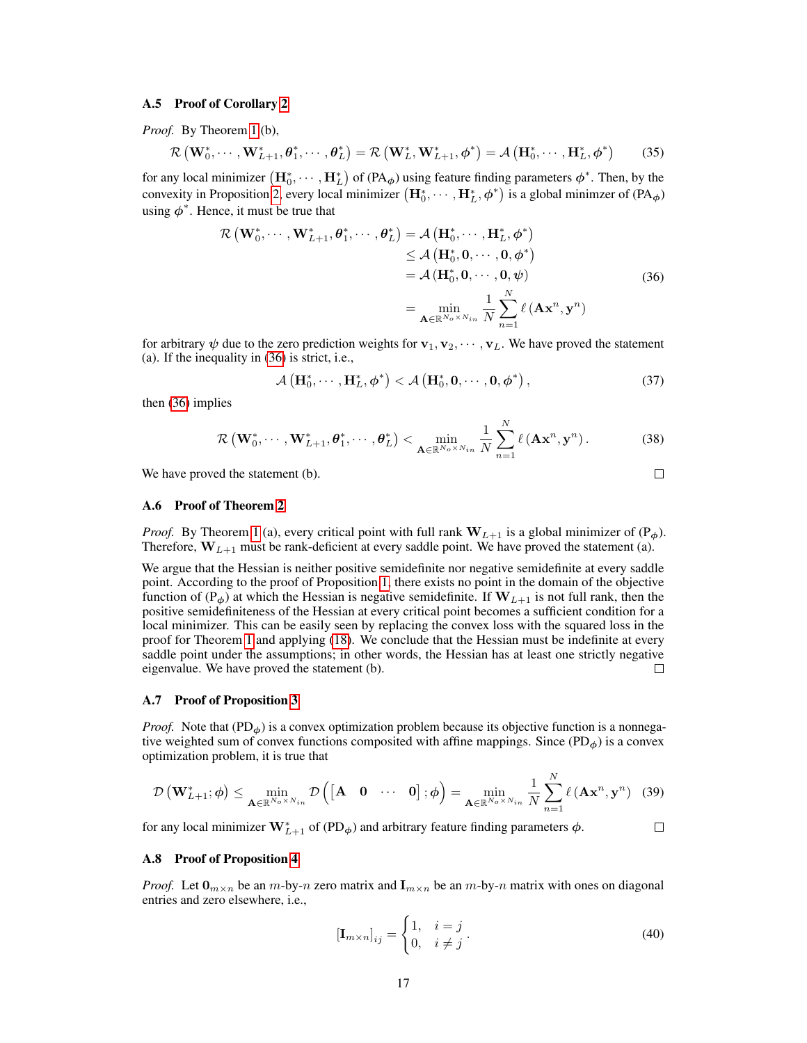### A.5 Proof of Corollary 2

*Proof.* By Theorem 1(b),

$$\mathcal{R}\left(\mathbf{W}_0^*, \cdots, \mathbf{W}_{L+1}^*, \boldsymbol{\theta}_1^*, \cdots, \boldsymbol{\theta}_L^*\right) = \mathcal{R}\left(\mathbf{W}_L^*, \mathbf{W}_{L+1}^*, \boldsymbol{\phi}^*\right) = \mathcal{A}\left(\mathbf{H}_0^*, \cdots, \mathbf{H}_L^*, \boldsymbol{\phi}^*\right) \tag{35}$$

for any local minimizer $\left(\mathbf{H}_0^*, \cdots, \mathbf{H}_L^*\right)$ of (PA$_{\boldsymbol{\phi}}$) using feature finding parameters $\boldsymbol{\phi}^*$. Then, by the convexity in Proposition 2, every local minimizer $\left(\mathbf{H}_0^*, \cdots, \mathbf{H}_L^*, \boldsymbol{\phi}^*\right)$ is a global minimzer of (PA$_{\boldsymbol{\phi}}$) using $\boldsymbol{\phi}^*$. Hence, it must be true that

$$\begin{aligned}
\mathcal{R}\left(\mathbf{W}_0^*, \cdots, \mathbf{W}_{L+1}^*, \boldsymbol{\theta}_1^*, \cdots, \boldsymbol{\theta}_L^*\right) &= \mathcal{A}\left(\mathbf{H}_0^*, \cdots, \mathbf{H}_L^*, \boldsymbol{\phi}^*\right) \\
&\leq \mathcal{A}\left(\mathbf{H}_0^*, \mathbf{0}, \cdots, \mathbf{0}, \boldsymbol{\phi}^*\right) \\
&= \mathcal{A}\left(\mathbf{H}_0^*, \mathbf{0}, \cdots, \mathbf{0}, \boldsymbol{\psi}\right) \\
&= \min_{\mathbf{A} \in \mathbb{R}^{N_o \times N_{in}}} \frac{1}{N} \sum_{n=1}^{N} \ell\left(\mathbf{A}\mathbf{x}^n, \mathbf{y}^n\right)
\end{aligned} \tag{36}$$

for arbitrary $\boldsymbol{\psi}$ due to the zero prediction weights for $\mathbf{v}_1, \mathbf{v}_2, \cdots, \mathbf{v}_L$. We have proved the statement (a). If the inequality in (36) is strict, i.e.,

$$\mathcal{A}\left(\mathbf{H}_0^*, \cdots, \mathbf{H}_L^*, \boldsymbol{\phi}^*\right) < \mathcal{A}\left(\mathbf{H}_0^*, \mathbf{0}, \cdots, \mathbf{0}, \boldsymbol{\phi}^*\right), \tag{37}$$

then (36) implies

$$\mathcal{R}\left(\mathbf{W}_0^*, \cdots, \mathbf{W}_{L+1}^*, \boldsymbol{\theta}_1^*, \cdots, \boldsymbol{\theta}_L^*\right) < \min_{\mathbf{A} \in \mathbb{R}^{N_o \times N_{in}}} \frac{1}{N} \sum_{n=1}^{N} \ell\left(\mathbf{A}\mathbf{x}^n, \mathbf{y}^n\right). \tag{38}$$

We have proved the statement (b). $\square$

### A.6 Proof of Theorem 2

*Proof.* By Theorem 1(a), every critical point with full rank $\mathbf{W}_{L+1}$ is a global minimizer of (P$_{\boldsymbol{\phi}}$). Therefore, $\mathbf{W}_{L+1}$ must be rank-deficient at every saddle point. We have proved the statement (a).

We argue that the Hessian is neither positive semidefinite nor negative semidefinite at every saddle point. According to the proof of Proposition 1, there exists no point in the domain of the objective function of (P$_{\boldsymbol{\phi}}$) at which the Hessian is negative semidefinite. If $\mathbf{W}_{L+1}$ is not full rank, then the positive semidefiniteness of the Hessian at every critical point becomes a sufficient condition for a local minimizer. This can be easily seen by replacing the convex loss with the squared loss in the proof for Theorem 1 and applying (18). We conclude that the Hessian must be indefinite at every saddle point under the assumptions; in other words, the Hessian has at least one strictly negative eigenvalue. We have proved the statement (b). $\square$

### A.7 Proof of Proposition 3

*Proof.* Note that (PD$_{\boldsymbol{\phi}}$) is a convex optimization problem because its objective function is a nonnegative weighted sum of convex functions composited with affine mappings. Since (PD$_{\boldsymbol{\phi}}$) is a convex optimization problem, it is true that

$$\mathcal{D}\left(\mathbf{W}_{L+1}^*; \boldsymbol{\phi}\right) \leq \min_{\mathbf{A} \in \mathbb{R}^{N_o \times N_{in}}} \mathcal{D}\left(\begin{bmatrix}\mathbf{A} & \mathbf{0} & \cdots & \mathbf{0}\end{bmatrix}; \boldsymbol{\phi}\right) = \min_{\mathbf{A} \in \mathbb{R}^{N_o \times N_{in}}} \frac{1}{N} \sum_{n=1}^{N} \ell\left(\mathbf{A}\mathbf{x}^n, \mathbf{y}^n\right) \tag{39}$$

for any local minimizer $\mathbf{W}_{L+1}^*$ of (PD$_{\boldsymbol{\phi}}$) and arbitrary feature finding parameters $\boldsymbol{\phi}$. $\square$

### A.8 Proof of Proposition 4

*Proof.* Let $\mathbf{0}_{m \times n}$ be an $m$-by-$n$ zero matrix and $\mathbf{I}_{m \times n}$ be an $m$-by-$n$ matrix with ones on diagonal entries and zero elsewhere, i.e.,

$$\left[\mathbf{I}_{m \times n}\right]_{ij} = \begin{cases} 1, & i = j \\ 0, & i \neq j \end{cases}. \tag{40}$$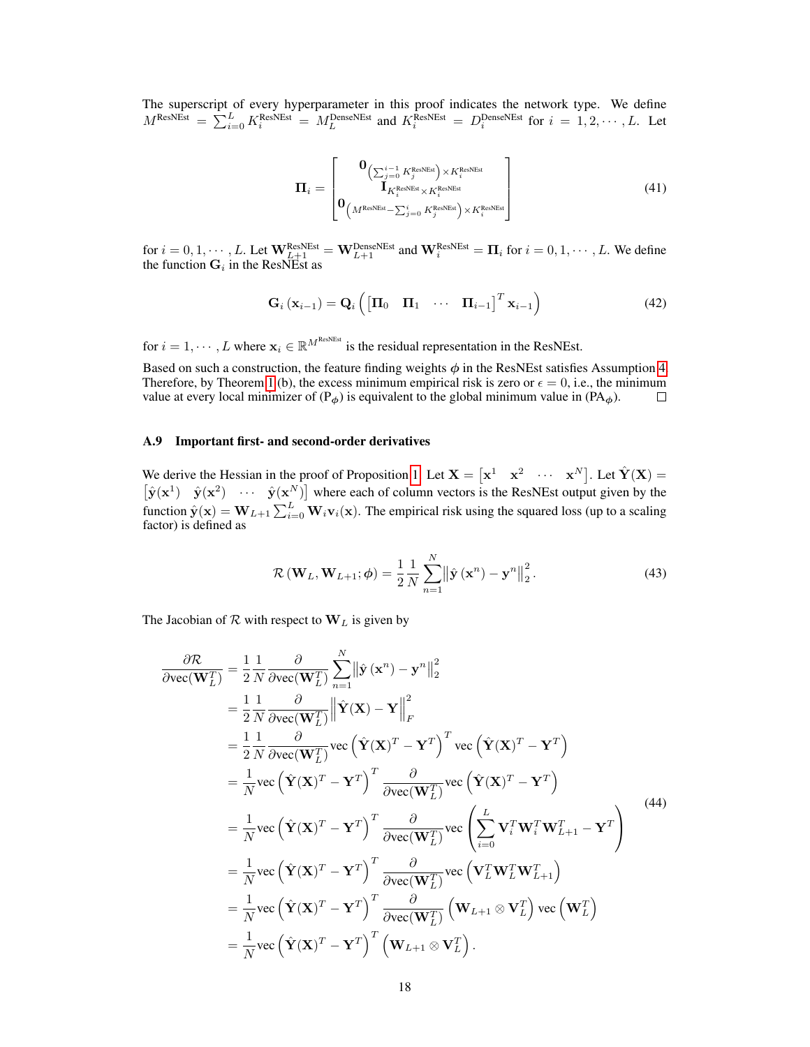The superscript of every hyperparameter in this proof indicates the network type. We define $M^{\text{ResNEst}} = \sum_{i=0}^{L} K_i^{\text{ResNEst}} = M_L^{\text{DenseNEst}}$ and $K_i^{\text{ResNEst}} = D_i^{\text{DenseNEst}}$ for $i = 1, 2, \cdots, L$. Let

$$\mathbf{\Pi}_i = \begin{bmatrix} \mathbf{0}_{\left(\sum_{j=0}^{i-1} K_j^{\text{ResNEst}}\right) \times K_i^{\text{ResNEst}}} \\ \mathbf{I}_{K_i^{\text{ResNEst}} \times K_i^{\text{ResNEst}}} \\ \mathbf{0}_{\left(M^{\text{ResNEst}} - \sum_{j=0}^{i} K_j^{\text{ResNEst}}\right) \times K_i^{\text{ResNEst}}} \end{bmatrix} \tag{41}$$

for $i = 0, 1, \cdots, L$. Let $\mathbf{W}_{L+1}^{\text{ResNEst}} = \mathbf{W}_{L+1}^{\text{DenseNEst}}$ and $\mathbf{W}_i^{\text{ResNEst}} = \mathbf{\Pi}_i$ for $i = 0, 1, \cdots, L$. We define the function $\mathbf{G}_i$ in the ResNEst as

$$\mathbf{G}_i\left(\mathbf{x}_{i-1}\right) = \mathbf{Q}_i\left(\begin{bmatrix}\mathbf{\Pi}_0 & \mathbf{\Pi}_1 & \cdots & \mathbf{\Pi}_{i-1}\end{bmatrix}^T \mathbf{x}_{i-1}\right) \tag{42}$$

for $i = 1, \cdots, L$ where $\mathbf{x}_i \in \mathbb{R}^{M^{\text{ResNEst}}}$ is the residual representation in the ResNEst.

Based on such a construction, the feature finding weights $\boldsymbol{\phi}$ in the ResNEst satisfies Assumption 4. Therefore, by Theorem 1(b), the excess minimum empirical risk is zero or $\epsilon = 0$, i.e., the minimum value at every local minimizer of ($\text{P}_{\boldsymbol{\phi}}$) is equivalent to the global minimum value in ($\text{PA}_{\boldsymbol{\phi}}$). $\square$

### A.9 Important first- and second-order derivatives

We derive the Hessian in the proof of Proposition 1. Let $\mathbf{X} = \begin{bmatrix}\mathbf{x}^1 & \mathbf{x}^2 & \cdots & \mathbf{x}^N\end{bmatrix}$. Let $\hat{\mathbf{Y}}(\mathbf{X}) = \begin{bmatrix}\hat{\mathbf{y}}(\mathbf{x}^1) & \hat{\mathbf{y}}(\mathbf{x}^2) & \cdots & \hat{\mathbf{y}}(\mathbf{x}^N)\end{bmatrix}$ where each of column vectors is the ResNEst output given by the function $\hat{\mathbf{y}}(\mathbf{x}) = \mathbf{W}_{L+1}\sum_{i=0}^{L}\mathbf{W}_i\mathbf{v}_i(\mathbf{x})$. The empirical risk using the squared loss (up to a scaling factor) is defined as

$$\mathcal{R}\left(\mathbf{W}_L, \mathbf{W}_{L+1}; \boldsymbol{\phi}\right) = \frac{1}{2}\frac{1}{N}\sum_{n=1}^{N}\left\|\hat{\mathbf{y}}\left(\mathbf{x}^n\right) - \mathbf{y}^n\right\|_2^2. \tag{43}$$

The Jacobian of $\mathcal{R}$ with respect to $\mathbf{W}_L$ is given by

$$\begin{aligned}
\frac{\partial \mathcal{R}}{\partial \text{vec}(\mathbf{W}_L^T)} &= \frac{1}{2}\frac{1}{N}\frac{\partial}{\partial \text{vec}(\mathbf{W}_L^T)}\sum_{n=1}^{N}\left\|\hat{\mathbf{y}}\left(\mathbf{x}^n\right) - \mathbf{y}^n\right\|_2^2 \\
&= \frac{1}{2}\frac{1}{N}\frac{\partial}{\partial \text{vec}(\mathbf{W}_L^T)}\left\|\hat{\mathbf{Y}}(\mathbf{X}) - \mathbf{Y}\right\|_F^2 \\
&= \frac{1}{2}\frac{1}{N}\frac{\partial}{\partial \text{vec}(\mathbf{W}_L^T)}\text{vec}\left(\hat{\mathbf{Y}}(\mathbf{X})^T - \mathbf{Y}^T\right)^T\text{vec}\left(\hat{\mathbf{Y}}(\mathbf{X})^T - \mathbf{Y}^T\right) \\
&= \frac{1}{N}\text{vec}\left(\hat{\mathbf{Y}}(\mathbf{X})^T - \mathbf{Y}^T\right)^T\frac{\partial}{\partial \text{vec}(\mathbf{W}_L^T)}\text{vec}\left(\hat{\mathbf{Y}}(\mathbf{X})^T - \mathbf{Y}^T\right) \\
&= \frac{1}{N}\text{vec}\left(\hat{\mathbf{Y}}(\mathbf{X})^T - \mathbf{Y}^T\right)^T\frac{\partial}{\partial \text{vec}(\mathbf{W}_L^T)}\text{vec}\left(\sum_{i=0}^{L}\mathbf{V}_i^T\mathbf{W}_i^T\mathbf{W}_{L+1}^T - \mathbf{Y}^T\right) \\
&= \frac{1}{N}\text{vec}\left(\hat{\mathbf{Y}}(\mathbf{X})^T - \mathbf{Y}^T\right)^T\frac{\partial}{\partial \text{vec}(\mathbf{W}_L^T)}\text{vec}\left(\mathbf{V}_L^T\mathbf{W}_L^T\mathbf{W}_{L+1}^T\right) \\
&= \frac{1}{N}\text{vec}\left(\hat{\mathbf{Y}}(\mathbf{X})^T - \mathbf{Y}^T\right)^T\frac{\partial}{\partial \text{vec}(\mathbf{W}_L^T)}\left(\mathbf{W}_{L+1}\otimes\mathbf{V}_L^T\right)\text{vec}\left(\mathbf{W}_L^T\right) \\
&= \frac{1}{N}\text{vec}\left(\hat{\mathbf{Y}}(\mathbf{X})^T - \mathbf{Y}^T\right)^T\left(\mathbf{W}_{L+1}\otimes\mathbf{V}_L^T\right).
\end{aligned} \tag{44}$$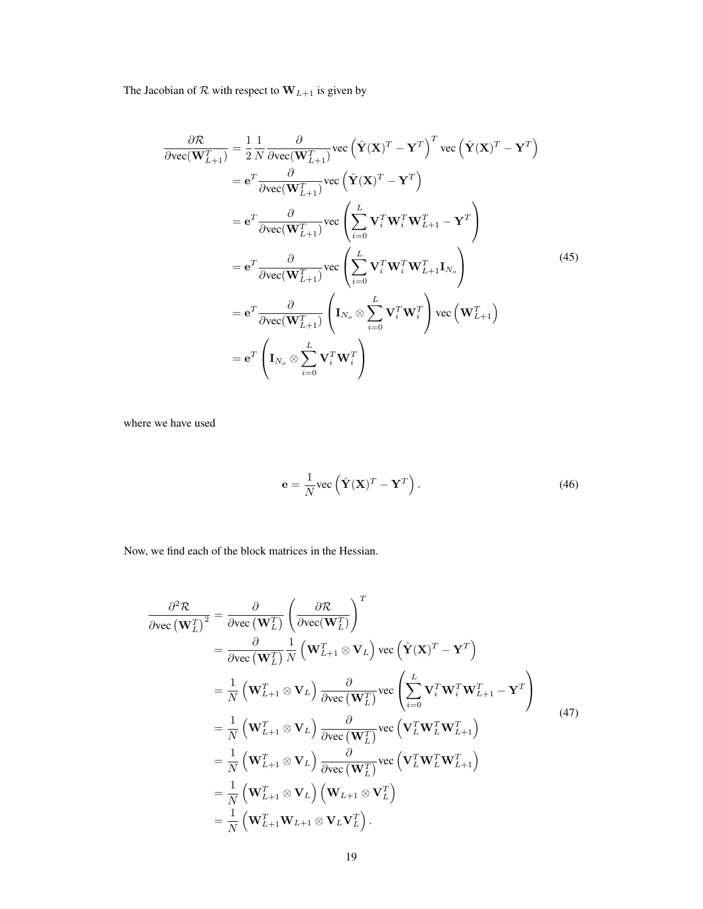The Jacobian of $\mathcal{R}$ with respect to $\mathbf{W}_{L+1}$ is given by

$$
\begin{aligned}
\frac{\partial \mathcal{R}}{\partial \text{vec}(\mathbf{W}_{L+1}^T)} &= \frac{1}{2}\frac{1}{N}\frac{\partial}{\partial \text{vec}(\mathbf{W}_{L+1}^T)}\text{vec}\left(\hat{\mathbf{Y}}(\mathbf{X})^T - \mathbf{Y}^T\right)^T \text{vec}\left(\hat{\mathbf{Y}}(\mathbf{X})^T - \mathbf{Y}^T\right) \\
&= \mathbf{e}^T \frac{\partial}{\partial \text{vec}(\mathbf{W}_{L+1}^T)}\text{vec}\left(\hat{\mathbf{Y}}(\mathbf{X})^T - \mathbf{Y}^T\right) \\
&= \mathbf{e}^T \frac{\partial}{\partial \text{vec}(\mathbf{W}_{L+1}^T)}\text{vec}\left(\sum_{i=0}^{L} \mathbf{V}_i^T \mathbf{W}_i^T \mathbf{W}_{L+1}^T - \mathbf{Y}^T\right) \\
&= \mathbf{e}^T \frac{\partial}{\partial \text{vec}(\mathbf{W}_{L+1}^T)}\text{vec}\left(\sum_{i=0}^{L} \mathbf{V}_i^T \mathbf{W}_i^T \mathbf{W}_{L+1}^T \mathbf{I}_{N_o}\right) \\
&= \mathbf{e}^T \frac{\partial}{\partial \text{vec}(\mathbf{W}_{L+1}^T)}\left(\mathbf{I}_{N_o} \otimes \sum_{i=0}^{L} \mathbf{V}_i^T \mathbf{W}_i^T\right)\text{vec}\left(\mathbf{W}_{L+1}^T\right) \\
&= \mathbf{e}^T \left(\mathbf{I}_{N_o} \otimes \sum_{i=0}^{L} \mathbf{V}_i^T \mathbf{W}_i^T\right)
\end{aligned}
\tag{45}
$$

where we have used

$$
\mathbf{e} = \frac{1}{N}\text{vec}\left(\hat{\mathbf{Y}}(\mathbf{X})^T - \mathbf{Y}^T\right). \tag{46}
$$

Now, we find each of the block matrices in the Hessian.

$$
\begin{aligned}
\frac{\partial^2 \mathcal{R}}{\partial \text{vec}\left(\mathbf{W}_L^T\right)^2} &= \frac{\partial}{\partial \text{vec}\left(\mathbf{W}_L^T\right)}\left(\frac{\partial \mathcal{R}}{\partial \text{vec}(\mathbf{W}_L^T)}\right)^T \\
&= \frac{\partial}{\partial \text{vec}\left(\mathbf{W}_L^T\right)}\frac{1}{N}\left(\mathbf{W}_{L+1}^T \otimes \mathbf{V}_L\right)\text{vec}\left(\hat{\mathbf{Y}}(\mathbf{X})^T - \mathbf{Y}^T\right) \\
&= \frac{1}{N}\left(\mathbf{W}_{L+1}^T \otimes \mathbf{V}_L\right)\frac{\partial}{\partial \text{vec}\left(\mathbf{W}_L^T\right)}\text{vec}\left(\sum_{i=0}^{L} \mathbf{V}_i^T \mathbf{W}_i^T \mathbf{W}_{L+1}^T - \mathbf{Y}^T\right) \\
&= \frac{1}{N}\left(\mathbf{W}_{L+1}^T \otimes \mathbf{V}_L\right)\frac{\partial}{\partial \text{vec}\left(\mathbf{W}_L^T\right)}\text{vec}\left(\mathbf{V}_L^T \mathbf{W}_L^T \mathbf{W}_{L+1}^T\right) \\
&= \frac{1}{N}\left(\mathbf{W}_{L+1}^T \otimes \mathbf{V}_L\right)\frac{\partial}{\partial \text{vec}\left(\mathbf{W}_L^T\right)}\text{vec}\left(\mathbf{V}_L^T \mathbf{W}_L^T \mathbf{W}_{L+1}^T\right) \\
&= \frac{1}{N}\left(\mathbf{W}_{L+1}^T \otimes \mathbf{V}_L\right)\left(\mathbf{W}_{L+1} \otimes \mathbf{V}_L^T\right) \\
&= \frac{1}{N}\left(\mathbf{W}_{L+1}^T \mathbf{W}_{L+1} \otimes \mathbf{V}_L \mathbf{V}_L^T\right).
\end{aligned}
\tag{47}
$$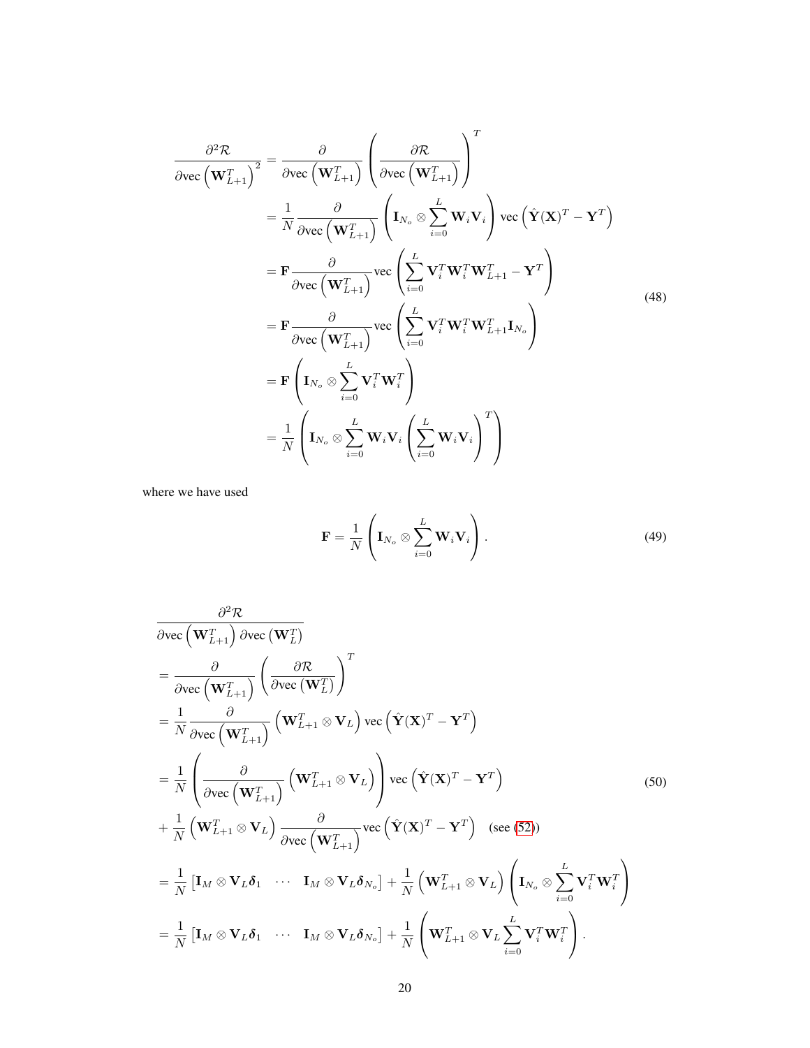$$
\begin{aligned}
\frac{\partial^2 \mathcal{R}}{\partial \text{vec}\left(\mathbf{W}_{L+1}^T\right)^2} &= \frac{\partial}{\partial \text{vec}\left(\mathbf{W}_{L+1}^T\right)} \left( \frac{\partial \mathcal{R}}{\partial \text{vec}\left(\mathbf{W}_{L+1}^T\right)} \right)^T \\
&= \frac{1}{N} \frac{\partial}{\partial \text{vec}\left(\mathbf{W}_{L+1}^T\right)} \left( \mathbf{I}_{N_o} \otimes \sum_{i=0}^{L} \mathbf{W}_i \mathbf{V}_i \right) \text{vec}\left(\hat{\mathbf{Y}}(\mathbf{X})^T - \mathbf{Y}^T\right) \\
&= \mathbf{F} \frac{\partial}{\partial \text{vec}\left(\mathbf{W}_{L+1}^T\right)} \text{vec}\left( \sum_{i=0}^{L} \mathbf{V}_i^T \mathbf{W}_i^T \mathbf{W}_{L+1}^T - \mathbf{Y}^T \right) \\
&= \mathbf{F} \frac{\partial}{\partial \text{vec}\left(\mathbf{W}_{L+1}^T\right)} \text{vec}\left( \sum_{i=0}^{L} \mathbf{V}_i^T \mathbf{W}_i^T \mathbf{W}_{L+1}^T \mathbf{I}_{N_o} \right) \\
&= \mathbf{F} \left( \mathbf{I}_{N_o} \otimes \sum_{i=0}^{L} \mathbf{V}_i^T \mathbf{W}_i^T \right) \\
&= \frac{1}{N} \left( \mathbf{I}_{N_o} \otimes \sum_{i=0}^{L} \mathbf{W}_i \mathbf{V}_i \left( \sum_{i=0}^{L} \mathbf{W}_i \mathbf{V}_i \right)^T \right)
\end{aligned}
\tag{48}
$$

where we have used

$$
\mathbf{F} = \frac{1}{N} \left( \mathbf{I}_{N_o} \otimes \sum_{i=0}^{L} \mathbf{W}_i \mathbf{V}_i \right). \tag{49}
$$

$$
\begin{aligned}
&\frac{\partial^2 \mathcal{R}}{\partial \text{vec}\left(\mathbf{W}_{L+1}^T\right) \partial \text{vec}\left(\mathbf{W}_L^T\right)} \\
&= \frac{\partial}{\partial \text{vec}\left(\mathbf{W}_{L+1}^T\right)} \left( \frac{\partial \mathcal{R}}{\partial \text{vec}\left(\mathbf{W}_L^T\right)} \right)^T \\
&= \frac{1}{N} \frac{\partial}{\partial \text{vec}\left(\mathbf{W}_{L+1}^T\right)} \left( \mathbf{W}_{L+1}^T \otimes \mathbf{V}_L \right) \text{vec}\left( \hat{\mathbf{Y}}(\mathbf{X})^T - \mathbf{Y}^T \right) \\
&= \frac{1}{N} \left( \frac{\partial}{\partial \text{vec}\left(\mathbf{W}_{L+1}^T\right)} \left( \mathbf{W}_{L+1}^T \otimes \mathbf{V}_L \right) \right) \text{vec}\left( \hat{\mathbf{Y}}(\mathbf{X})^T - \mathbf{Y}^T \right) \\
&+ \frac{1}{N} \left( \mathbf{W}_{L+1}^T \otimes \mathbf{V}_L \right) \frac{\partial}{\partial \text{vec}\left(\mathbf{W}_{L+1}^T\right)} \text{vec}\left( \hat{\mathbf{Y}}(\mathbf{X})^T - \mathbf{Y}^T \right) \quad \text{(see (52))} \\
&= \frac{1}{N} \left[ \mathbf{I}_M \otimes \mathbf{V}_L \boldsymbol{\delta}_1 \quad \cdots \quad \mathbf{I}_M \otimes \mathbf{V}_L \boldsymbol{\delta}_{N_o} \right] + \frac{1}{N} \left( \mathbf{W}_{L+1}^T \otimes \mathbf{V}_L \right) \left( \mathbf{I}_{N_o} \otimes \sum_{i=0}^{L} \mathbf{V}_i^T \mathbf{W}_i^T \right) \\
&= \frac{1}{N} \left[ \mathbf{I}_M \otimes \mathbf{V}_L \boldsymbol{\delta}_1 \quad \cdots \quad \mathbf{I}_M \otimes \mathbf{V}_L \boldsymbol{\delta}_{N_o} \right] + \frac{1}{N} \left( \mathbf{W}_{L+1}^T \otimes \mathbf{V}_L \sum_{i=0}^{L} \mathbf{V}_i^T \mathbf{W}_i^T \right).
\end{aligned}
\tag{50}
$$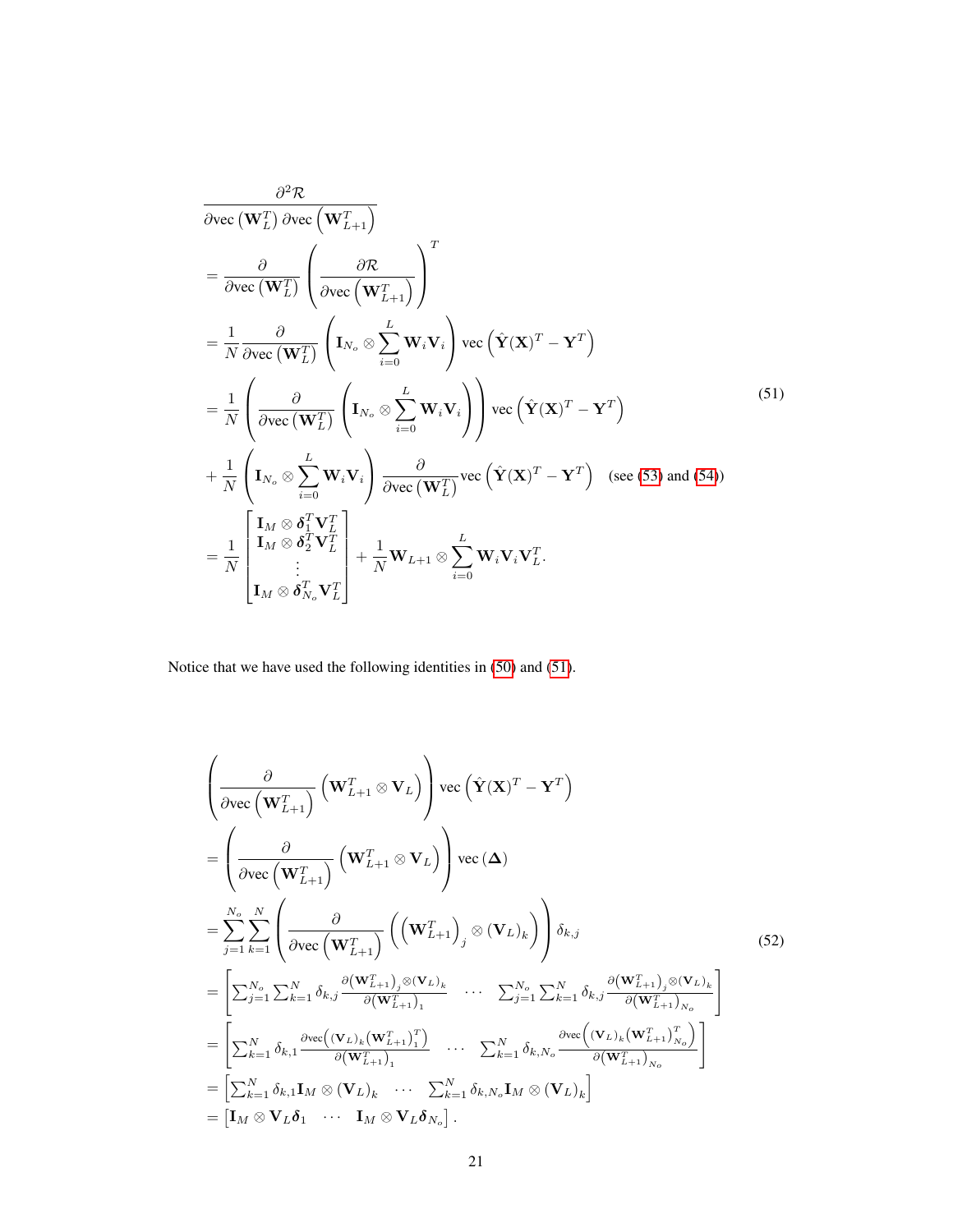$$
\begin{aligned}
&\frac{\partial^2 \mathcal{R}}{\partial \text{vec}\left(\mathbf{W}_L^T\right) \partial \text{vec}\left(\mathbf{W}_{L+1}^T\right)} \\
&= \frac{\partial}{\partial \text{vec}\left(\mathbf{W}_L^T\right)} \left( \frac{\partial \mathcal{R}}{\partial \text{vec}\left(\mathbf{W}_{L+1}^T\right)} \right)^T \\
&= \frac{1}{N} \frac{\partial}{\partial \text{vec}\left(\mathbf{W}_L^T\right)} \left( \mathbf{I}_{N_o} \otimes \sum_{i=0}^{L} \mathbf{W}_i \mathbf{V}_i \right) \text{vec}\left( \hat{\mathbf{Y}}(\mathbf{X})^T - \mathbf{Y}^T \right) \\
&= \frac{1}{N} \left( \frac{\partial}{\partial \text{vec}\left(\mathbf{W}_L^T\right)} \left( \mathbf{I}_{N_o} \otimes \sum_{i=0}^{L} \mathbf{W}_i \mathbf{V}_i \right) \right) \text{vec}\left( \hat{\mathbf{Y}}(\mathbf{X})^T - \mathbf{Y}^T \right) \\
&+ \frac{1}{N} \left( \mathbf{I}_{N_o} \otimes \sum_{i=0}^{L} \mathbf{W}_i \mathbf{V}_i \right) \frac{\partial}{\partial \text{vec}\left(\mathbf{W}_L^T\right)} \text{vec}\left( \hat{\mathbf{Y}}(\mathbf{X})^T - \mathbf{Y}^T \right) \quad \text{(see (53) and (54))} \\
&= \frac{1}{N} \begin{bmatrix} \mathbf{I}_M \otimes \boldsymbol{\delta}_1^T \mathbf{V}_L^T \\ \mathbf{I}_M \otimes \boldsymbol{\delta}_2^T \mathbf{V}_L^T \\ \vdots \\ \mathbf{I}_M \otimes \boldsymbol{\delta}_{N_o}^T \mathbf{V}_L^T \end{bmatrix} + \frac{1}{N} \mathbf{W}_{L+1} \otimes \sum_{i=0}^{L} \mathbf{W}_i \mathbf{V}_i \mathbf{V}_L^T.
\end{aligned}
\tag{51}
$$

Notice that we have used the following identities in (50) and (51).

$$
\begin{aligned}
&\left( \frac{\partial}{\partial \text{vec}\left(\mathbf{W}_{L+1}^T\right)} \left( \mathbf{W}_{L+1}^T \otimes \mathbf{V}_L \right) \right) \text{vec}\left( \hat{\mathbf{Y}}(\mathbf{X})^T - \mathbf{Y}^T \right) \\
&= \left( \frac{\partial}{\partial \text{vec}\left(\mathbf{W}_{L+1}^T\right)} \left( \mathbf{W}_{L+1}^T \otimes \mathbf{V}_L \right) \right) \text{vec}\left( \boldsymbol{\Delta} \right) \\
&= \sum_{j=1}^{N_o} \sum_{k=1}^{N} \left( \frac{\partial}{\partial \text{vec}\left(\mathbf{W}_{L+1}^T\right)} \left( \left(\mathbf{W}_{L+1}^T\right)_j \otimes \left(\mathbf{V}_L\right)_k \right) \right) \delta_{k,j} \\
&= \begin{bmatrix} \sum_{j=1}^{N_o} \sum_{k=1}^{N} \delta_{k,j} \frac{\partial \left(\mathbf{W}_{L+1}^T\right)_j \otimes \left(\mathbf{V}_L\right)_k}{\partial \left(\mathbf{W}_{L+1}^T\right)_1} & \cdots & \sum_{j=1}^{N_o} \sum_{k=1}^{N} \delta_{k,j} \frac{\partial \left(\mathbf{W}_{L+1}^T\right)_j \otimes \left(\mathbf{V}_L\right)_k}{\partial \left(\mathbf{W}_{L+1}^T\right)_{N_o}} \end{bmatrix} \\
&= \begin{bmatrix} \sum_{k=1}^{N} \delta_{k,1} \frac{\partial \text{vec}\left( \left(\mathbf{V}_L\right)_k \left(\mathbf{W}_{L+1}^T\right)_1^T \right)}{\partial \left(\mathbf{W}_{L+1}^T\right)_1} & \cdots & \sum_{k=1}^{N} \delta_{k,N_o} \frac{\partial \text{vec}\left( \left(\mathbf{V}_L\right)_k \left(\mathbf{W}_{L+1}^T\right)_{N_o}^T \right)}{\partial \left(\mathbf{W}_{L+1}^T\right)_{N_o}} \end{bmatrix} \\
&= \begin{bmatrix} \sum_{k=1}^{N} \delta_{k,1} \mathbf{I}_M \otimes \left(\mathbf{V}_L\right)_k & \cdots & \sum_{k=1}^{N} \delta_{k,N_o} \mathbf{I}_M \otimes \left(\mathbf{V}_L\right)_k \end{bmatrix} \\
&= \begin{bmatrix} \mathbf{I}_M \otimes \mathbf{V}_L \boldsymbol{\delta}_1 & \cdots & \mathbf{I}_M \otimes \mathbf{V}_L \boldsymbol{\delta}_{N_o} \end{bmatrix}.
\end{aligned}
\tag{52}
$$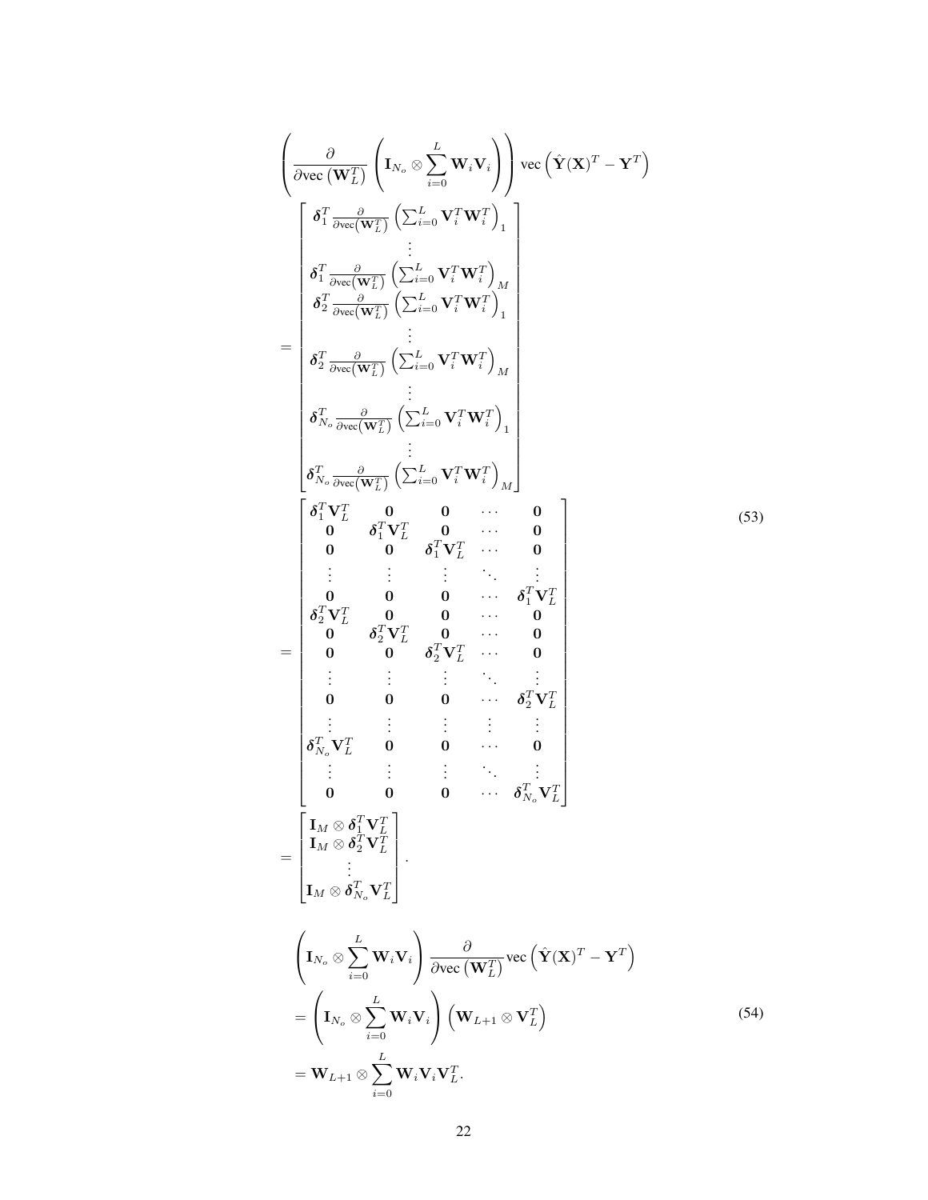$$
\begin{aligned}
&\left(\frac{\partial}{\partial \text{vec}\left(\mathbf{W}_L^T\right)}\left(\mathbf{I}_{N_o}\otimes\sum_{i=0}^{L}\mathbf{W}_i\mathbf{V}_i\right)\right)\text{vec}\left(\hat{\mathbf{Y}}(\mathbf{X})^T-\mathbf{Y}^T\right)\\
&=\begin{bmatrix}
\boldsymbol{\delta}_1^T\frac{\partial}{\partial \text{vec}\left(\mathbf{W}_L^T\right)}\left(\sum_{i=0}^{L}\mathbf{V}_i^T\mathbf{W}_i^T\right)_1\\
\vdots\\
\boldsymbol{\delta}_1^T\frac{\partial}{\partial \text{vec}\left(\mathbf{W}_L^T\right)}\left(\sum_{i=0}^{L}\mathbf{V}_i^T\mathbf{W}_i^T\right)_M\\
\boldsymbol{\delta}_2^T\frac{\partial}{\partial \text{vec}\left(\mathbf{W}_L^T\right)}\left(\sum_{i=0}^{L}\mathbf{V}_i^T\mathbf{W}_i^T\right)_1\\
\vdots\\
\boldsymbol{\delta}_2^T\frac{\partial}{\partial \text{vec}\left(\mathbf{W}_L^T\right)}\left(\sum_{i=0}^{L}\mathbf{V}_i^T\mathbf{W}_i^T\right)_M\\
\vdots\\
\boldsymbol{\delta}_{N_o}^T\frac{\partial}{\partial \text{vec}\left(\mathbf{W}_L^T\right)}\left(\sum_{i=0}^{L}\mathbf{V}_i^T\mathbf{W}_i^T\right)_1\\
\vdots\\
\boldsymbol{\delta}_{N_o}^T\frac{\partial}{\partial \text{vec}\left(\mathbf{W}_L^T\right)}\left(\sum_{i=0}^{L}\mathbf{V}_i^T\mathbf{W}_i^T\right)_M
\end{bmatrix}\\
&=\begin{bmatrix}
\boldsymbol{\delta}_1^T\mathbf{V}_L^T & \mathbf{0} & \mathbf{0} & \cdots & \mathbf{0}\\
\mathbf{0} & \boldsymbol{\delta}_1^T\mathbf{V}_L^T & \mathbf{0} & \cdots & \mathbf{0}\\
\mathbf{0} & \mathbf{0} & \boldsymbol{\delta}_1^T\mathbf{V}_L^T & \cdots & \mathbf{0}\\
\vdots & \vdots & \vdots & \ddots & \vdots\\
\mathbf{0} & \mathbf{0} & \mathbf{0} & \cdots & \boldsymbol{\delta}_1^T\mathbf{V}_L^T\\
\boldsymbol{\delta}_2^T\mathbf{V}_L^T & \mathbf{0} & \mathbf{0} & \cdots & \mathbf{0}\\
\mathbf{0} & \boldsymbol{\delta}_2^T\mathbf{V}_L^T & \mathbf{0} & \cdots & \mathbf{0}\\
\mathbf{0} & \mathbf{0} & \boldsymbol{\delta}_2^T\mathbf{V}_L^T & \cdots & \mathbf{0}\\
\vdots & \vdots & \vdots & \ddots & \vdots\\
\mathbf{0} & \mathbf{0} & \mathbf{0} & \cdots & \boldsymbol{\delta}_2^T\mathbf{V}_L^T\\
\vdots & \vdots & \vdots & \vdots & \vdots\\
\boldsymbol{\delta}_{N_o}^T\mathbf{V}_L^T & \mathbf{0} & \mathbf{0} & \cdots & \mathbf{0}\\
\vdots & \vdots & \vdots & \ddots & \vdots\\
\mathbf{0} & \mathbf{0} & \mathbf{0} & \cdots & \boldsymbol{\delta}_{N_o}^T\mathbf{V}_L^T
\end{bmatrix}\\
&=\begin{bmatrix}
\mathbf{I}_M\otimes\boldsymbol{\delta}_1^T\mathbf{V}_L^T\\
\mathbf{I}_M\otimes\boldsymbol{\delta}_2^T\mathbf{V}_L^T\\
\vdots\\
\mathbf{I}_M\otimes\boldsymbol{\delta}_{N_o}^T\mathbf{V}_L^T
\end{bmatrix}.
\end{aligned}
\tag{53}
$$

$$
\begin{aligned}
&\left(\mathbf{I}_{N_o}\otimes\sum_{i=0}^{L}\mathbf{W}_i\mathbf{V}_i\right)\frac{\partial}{\partial \text{vec}\left(\mathbf{W}_L^T\right)}\text{vec}\left(\hat{\mathbf{Y}}(\mathbf{X})^T-\mathbf{Y}^T\right)\\
&=\left(\mathbf{I}_{N_o}\otimes\sum_{i=0}^{L}\mathbf{W}_i\mathbf{V}_i\right)\left(\mathbf{W}_{L+1}\otimes\mathbf{V}_L^T\right)\\
&=\mathbf{W}_{L+1}\otimes\sum_{i=0}^{L}\mathbf{W}_i\mathbf{V}_i\mathbf{V}_L^T.
\end{aligned}
\tag{54}
$$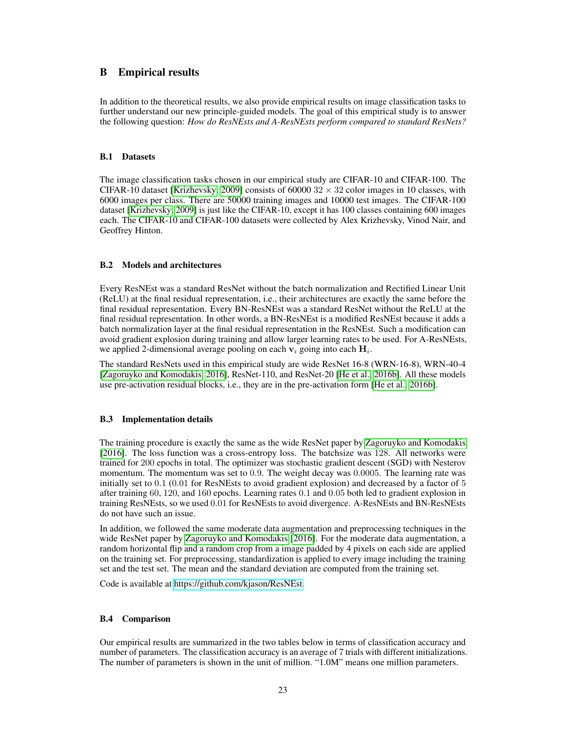## B Empirical results

In addition to the theoretical results, we also provide empirical results on image classification tasks to further understand our new principle-guided models. The goal of this empirical study is to answer the following question: *How do ResNEsts and A-ResNEsts perform compared to standard ResNets?*

### B.1 Datasets

The image classification tasks chosen in our empirical study are CIFAR-10 and CIFAR-100. The CIFAR-10 dataset [Krizhevsky, 2009] consists of 60000 $32 \times 32$ color images in 10 classes, with 6000 images per class. There are 50000 training images and 10000 test images. The CIFAR-100 dataset [Krizhevsky, 2009] is just like the CIFAR-10, except it has 100 classes containing 600 images each. The CIFAR-10 and CIFAR-100 datasets were collected by Alex Krizhevsky, Vinod Nair, and Geoffrey Hinton.

### B.2 Models and architectures

Every ResNEst was a standard ResNet without the batch normalization and Rectified Linear Unit (ReLU) at the final residual representation, i.e., their architectures are exactly the same before the final residual representation. Every BN-ResNEst was a standard ResNet without the ReLU at the final residual representation. In other words, a BN-ResNEst is a modified ResNEst because it adds a batch normalization layer at the final residual representation in the ResNEst. Such a modification can avoid gradient explosion during training and allow larger learning rates to be used. For A-ResNEsts, we applied 2-dimensional average pooling on each $\mathbf{v}_i$ going into each $\mathbf{H}_i$.

The standard ResNets used in this empirical study are wide ResNet 16-8 (WRN-16-8), WRN-40-4 [Zagoruyko and Komodakis, 2016], ResNet-110, and ResNet-20 [He et al., 2016b]. All these models use pre-activation residual blocks, i.e., they are in the pre-activation form [He et al., 2016b].

### B.3 Implementation details

The training procedure is exactly the same as the wide ResNet paper by Zagoruyko and Komodakis [2016]. The loss function was a cross-entropy loss. The batchsize was 128. All networks were trained for 200 epochs in total. The optimizer was stochastic gradient descent (SGD) with Nesterov momentum. The momentum was set to 0.9. The weight decay was 0.0005. The learning rate was initially set to 0.1 (0.01 for ResNEsts to avoid gradient explosion) and decreased by a factor of 5 after training 60, 120, and 160 epochs. Learning rates 0.1 and 0.05 both led to gradient explosion in training ResNEsts, so we used 0.01 for ResNEsts to avoid divergence. A-ResNEsts and BN-ResNEsts do not have such an issue.

In addition, we followed the same moderate data augmentation and preprocessing techniques in the wide ResNet paper by Zagoruyko and Komodakis [2016]. For the moderate data augmentation, a random horizontal flip and a random crop from a image padded by 4 pixels on each side are applied on the training set. For preprocessing, standardization is applied to every image including the training set and the test set. The mean and the standard deviation are computed from the training set.

Code is available at https://github.com/kjason/ResNEst.

### B.4 Comparison

Our empirical results are summarized in the two tables below in terms of classification accuracy and number of parameters. The classification accuracy is an average of 7 trials with different initializations. The number of parameters is shown in the unit of million. "1.0M" means one million parameters.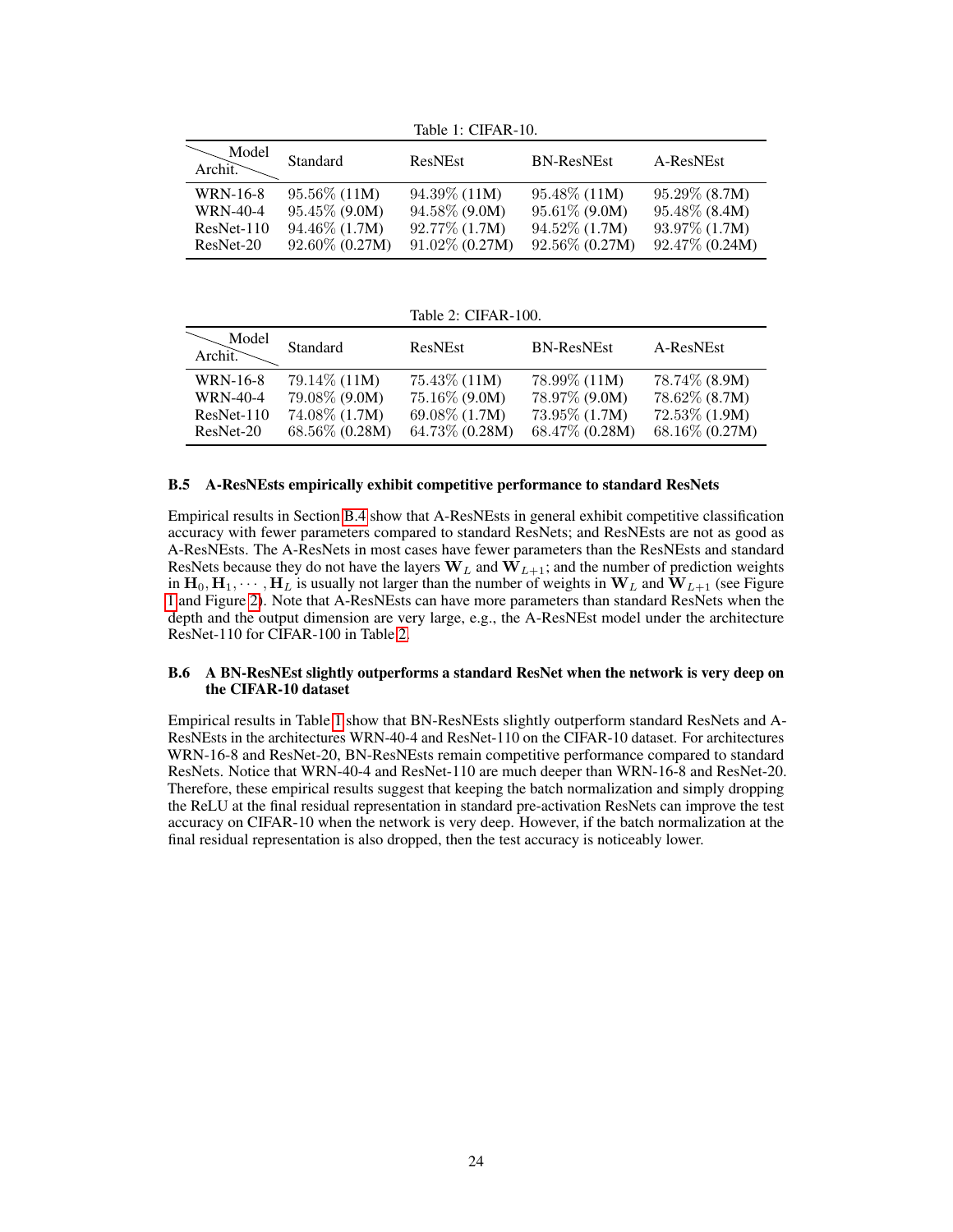Table 1: CIFAR-10.

| Archit. \ Model | Standard | ResNEst | BN-ResNEst | A-ResNEst |
|---|---|---|---|---|
| WRN-16-8 | 95.56% (11M) | 94.39% (11M) | 95.48% (11M) | 95.29% (8.7M) |
| WRN-40-4 | 95.45% (9.0M) | 94.58% (9.0M) | 95.61% (9.0M) | 95.48% (8.4M) |
| ResNet-110 | 94.46% (1.7M) | 92.77% (1.7M) | 94.52% (1.7M) | 93.97% (1.7M) |
| ResNet-20 | 92.60% (0.27M) | 91.02% (0.27M) | 92.56% (0.27M) | 92.47% (0.24M) |

Table 2: CIFAR-100.

| Archit. \ Model | Standard | ResNEst | BN-ResNEst | A-ResNEst |
|---|---|---|---|---|
| WRN-16-8 | 79.14% (11M) | 75.43% (11M) | 78.99% (11M) | 78.74% (8.9M) |
| WRN-40-4 | 79.08% (9.0M) | 75.16% (9.0M) | 78.97% (9.0M) | 78.62% (8.7M) |
| ResNet-110 | 74.08% (1.7M) | 69.08% (1.7M) | 73.95% (1.7M) | 72.53% (1.9M) |
| ResNet-20 | 68.56% (0.28M) | 64.73% (0.28M) | 68.47% (0.28M) | 68.16% (0.27M) |

### B.5 A-ResNEsts empirically exhibit competitive performance to standard ResNets

Empirical results in Section B.4 show that A-ResNEsts in general exhibit competitive classification accuracy with fewer parameters compared to standard ResNets; and ResNEsts are not as good as A-ResNEsts. The A-ResNets in most cases have fewer parameters than the ResNEsts and standard ResNets because they do not have the layers $\mathbf{W}_L$ and $\mathbf{W}_{L+1}$; and the number of prediction weights in $\mathbf{H}_0, \mathbf{H}_1, \cdots, \mathbf{H}_L$ is usually not larger than the number of weights in $\mathbf{W}_L$ and $\mathbf{W}_{L+1}$ (see Figure 1 and Figure 2). Note that A-ResNEsts can have more parameters than standard ResNets when the depth and the output dimension are very large, e.g., the A-ResNEst model under the architecture ResNet-110 for CIFAR-100 in Table 2.

### B.6 A BN-ResNEst slightly outperforms a standard ResNet when the network is very deep on the CIFAR-10 dataset

Empirical results in Table 1 show that BN-ResNEsts slightly outperform standard ResNets and A-ResNEsts in the architectures WRN-40-4 and ResNet-110 on the CIFAR-10 dataset. For architectures WRN-16-8 and ResNet-20, BN-ResNEsts remain competitive performance compared to standard ResNets. Notice that WRN-40-4 and ResNet-110 are much deeper than WRN-16-8 and ResNet-20. Therefore, these empirical results suggest that keeping the batch normalization and simply dropping the ReLU at the final residual representation in standard pre-activation ResNets can improve the test accuracy on CIFAR-10 when the network is very deep. However, if the batch normalization at the final residual representation is also dropped, then the test accuracy is noticeably lower.